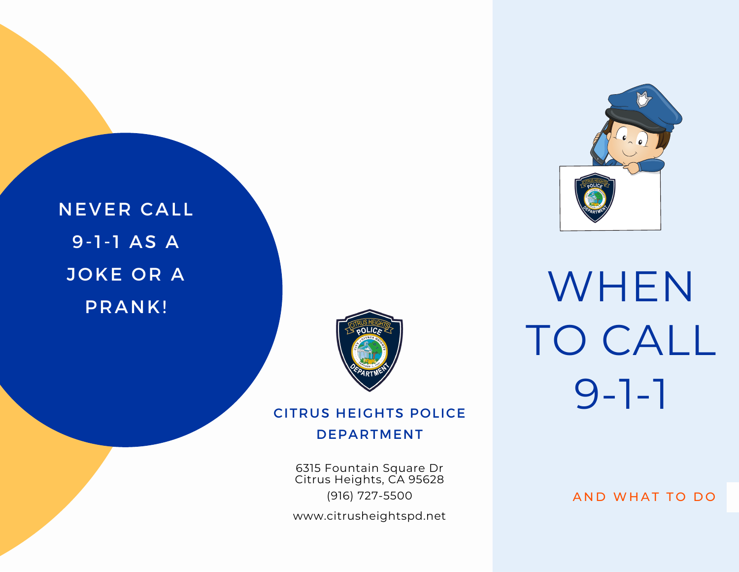**NEVER CALL 9-1-1 AS A JOKE OR A PRANK!**

**CITRUS HEIGHTS POLICE DEPARTMENT**

6315 Fountain Square Dr
Citrus Heights, CA 95628
(916) 727-5500

www.citrusheightspd.net

# WHEN TO CALL 9-1-1

AND WHAT TO DO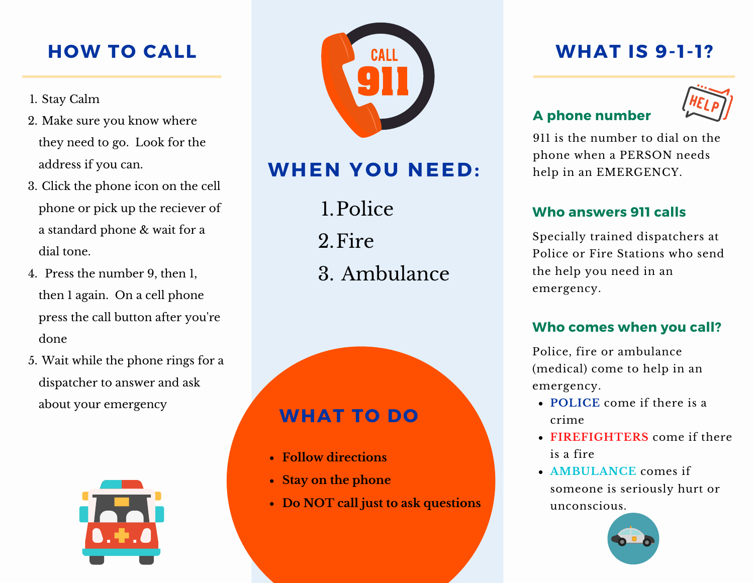## HOW TO CALL

1. Stay Calm
2. Make sure you know where they need to go. Look for the address if you can.
3. Click the phone icon on the cell phone or pick up the reciever of a standard phone & wait for a dial tone.
4. Press the number 9, then 1, then 1 again. On a cell phone press the call button after you're done
5. Wait while the phone rings for a dispatcher to answer and ask about your emergency

CALL 911

## WHEN YOU NEED:

1. Police
2. Fire
3. Ambulance

## WHAT TO DO

- **Follow directions**
- **Stay on the phone**
- **Do NOT call just to ask questions**

## WHAT IS 9-1-1?

HELP

### A phone number

911 is the number to dial on the phone when a PERSON needs help in an EMERGENCY.

### Who answers 911 calls

Specially trained dispatchers at Police or Fire Stations who send the help you need in an emergency.

### Who comes when you call?

Police, fire or ambulance (medical) come to help in an emergency.

- POLICE come if there is a crime
- FIREFIGHTERS come if there is a fire
- AMBULANCE comes if someone is seriously hurt or unconscious.